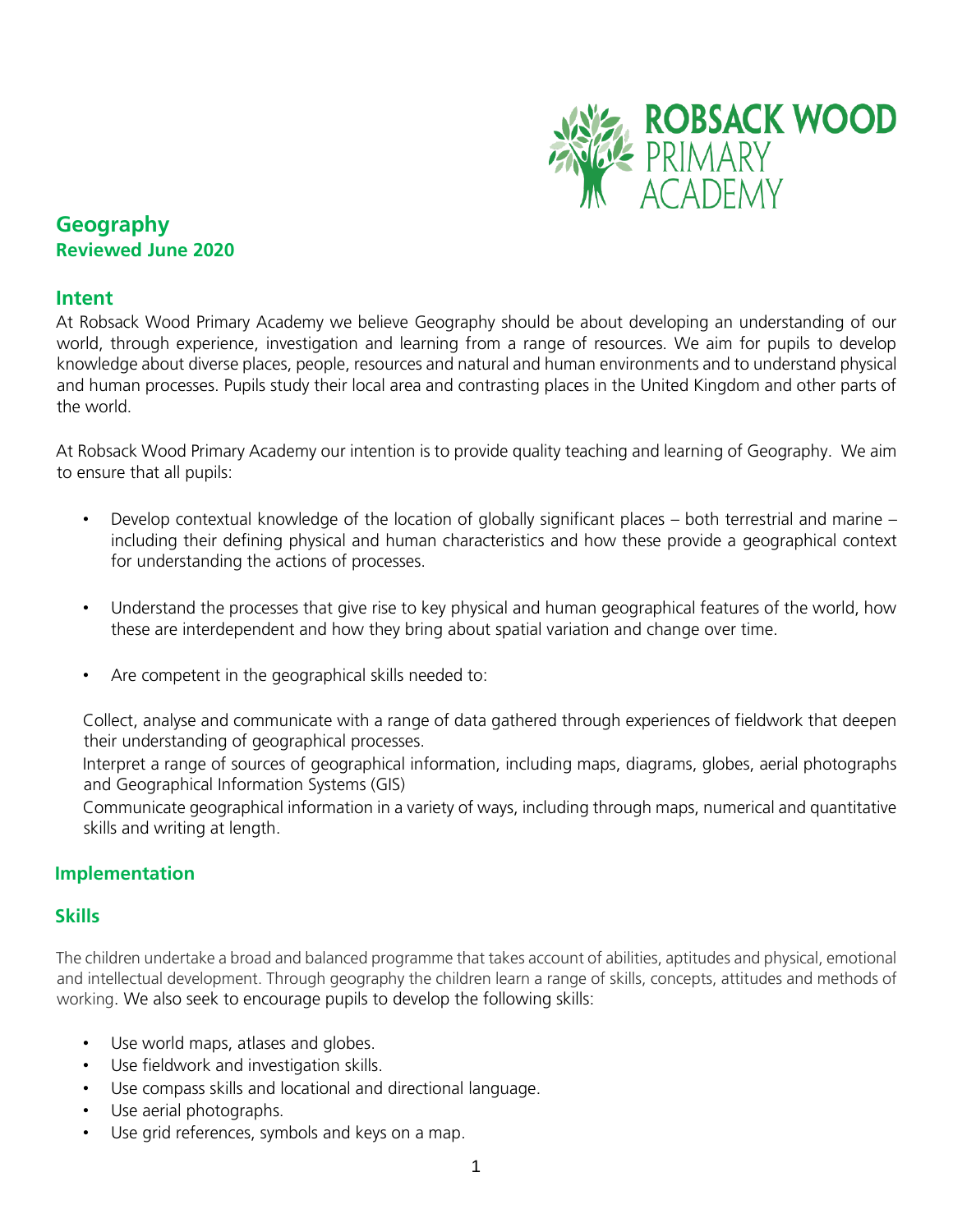ROBSACK WOOD PRIMARY ACADEMY

# Geography

**Reviewed June 2020**

## Intent

At Robsack Wood Primary Academy we believe Geography should be about developing an understanding of our world, through experience, investigation and learning from a range of resources. We aim for pupils to develop knowledge about diverse places, people, resources and natural and human environments and to understand physical and human processes. Pupils study their local area and contrasting places in the United Kingdom and other parts of the world.

At Robsack Wood Primary Academy our intention is to provide quality teaching and learning of Geography. We aim to ensure that all pupils:

- Develop contextual knowledge of the location of globally significant places – both terrestrial and marine – including their defining physical and human characteristics and how these provide a geographical context for understanding the actions of processes.
- Understand the processes that give rise to key physical and human geographical features of the world, how these are interdependent and how they bring about spatial variation and change over time.
- Are competent in the geographical skills needed to:

Collect, analyse and communicate with a range of data gathered through experiences of fieldwork that deepen their understanding of geographical processes.

Interpret a range of sources of geographical information, including maps, diagrams, globes, aerial photographs and Geographical Information Systems (GIS)

Communicate geographical information in a variety of ways, including through maps, numerical and quantitative skills and writing at length.

## Implementation

### Skills

The children undertake a broad and balanced programme that takes account of abilities, aptitudes and physical, emotional and intellectual development. Through geography the children learn a range of skills, concepts, attitudes and methods of working. We also seek to encourage pupils to develop the following skills:

- Use world maps, atlases and globes.
- Use fieldwork and investigation skills.
- Use compass skills and locational and directional language.
- Use aerial photographs.
- Use grid references, symbols and keys on a map.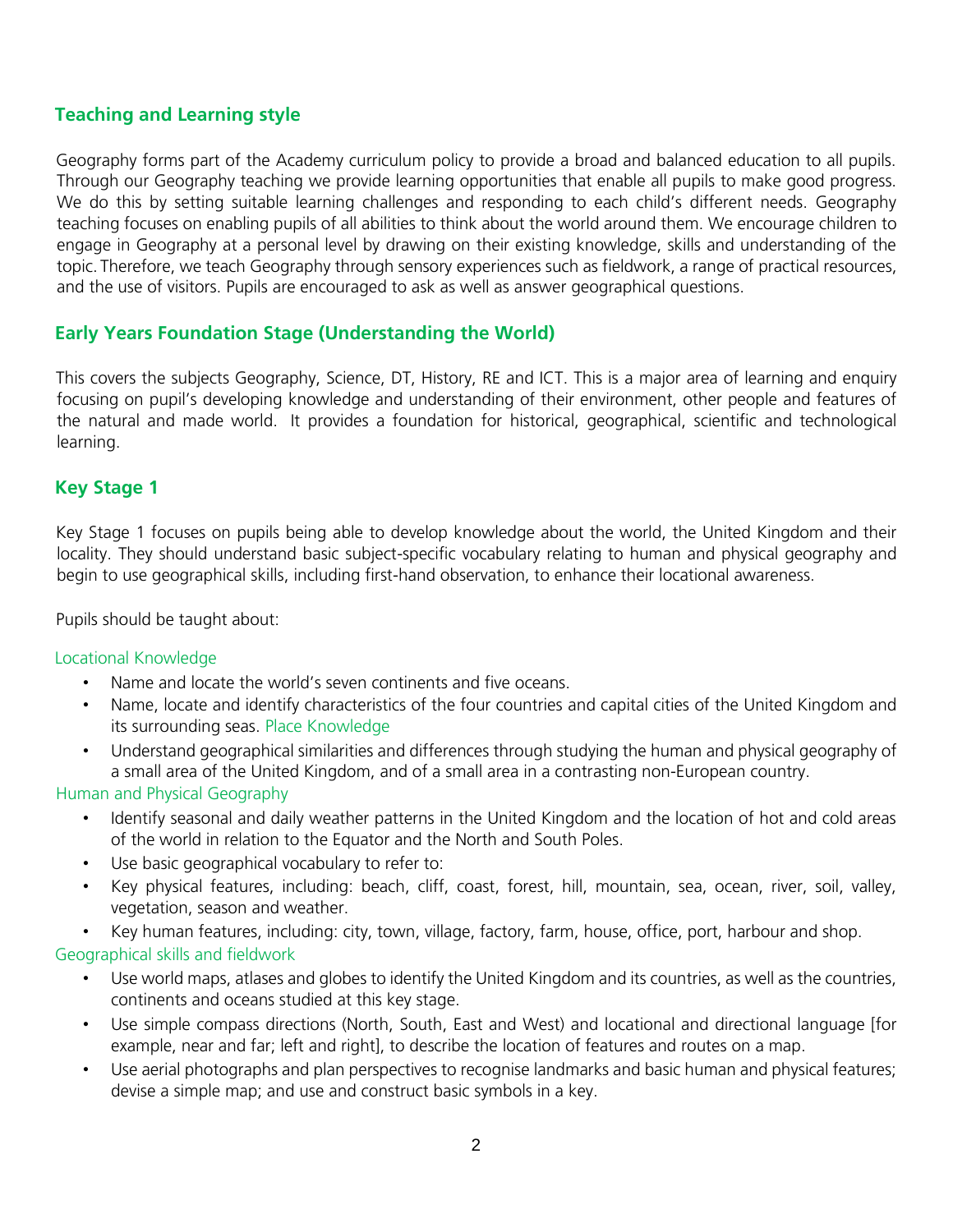## Teaching and Learning style

Geography forms part of the Academy curriculum policy to provide a broad and balanced education to all pupils. Through our Geography teaching we provide learning opportunities that enable all pupils to make good progress. We do this by setting suitable learning challenges and responding to each child's different needs. Geography teaching focuses on enabling pupils of all abilities to think about the world around them. We encourage children to engage in Geography at a personal level by drawing on their existing knowledge, skills and understanding of the topic. Therefore, we teach Geography through sensory experiences such as fieldwork, a range of practical resources, and the use of visitors. Pupils are encouraged to ask as well as answer geographical questions.

## Early Years Foundation Stage (Understanding the World)

This covers the subjects Geography, Science, DT, History, RE and ICT. This is a major area of learning and enquiry focusing on pupil's developing knowledge and understanding of their environment, other people and features of the natural and made world. It provides a foundation for historical, geographical, scientific and technological learning.

## Key Stage 1

Key Stage 1 focuses on pupils being able to develop knowledge about the world, the United Kingdom and their locality. They should understand basic subject-specific vocabulary relating to human and physical geography and begin to use geographical skills, including first-hand observation, to enhance their locational awareness.

Pupils should be taught about:

### Locational Knowledge

- Name and locate the world's seven continents and five oceans.
- Name, locate and identify characteristics of the four countries and capital cities of the United Kingdom and its surrounding seas. Place Knowledge
- Understand geographical similarities and differences through studying the human and physical geography of a small area of the United Kingdom, and of a small area in a contrasting non-European country.

### Human and Physical Geography

- Identify seasonal and daily weather patterns in the United Kingdom and the location of hot and cold areas of the world in relation to the Equator and the North and South Poles.
- Use basic geographical vocabulary to refer to:
- Key physical features, including: beach, cliff, coast, forest, hill, mountain, sea, ocean, river, soil, valley, vegetation, season and weather.
- Key human features, including: city, town, village, factory, farm, house, office, port, harbour and shop.

### Geographical skills and fieldwork

- Use world maps, atlases and globes to identify the United Kingdom and its countries, as well as the countries, continents and oceans studied at this key stage.
- Use simple compass directions (North, South, East and West) and locational and directional language [for example, near and far; left and right], to describe the location of features and routes on a map.
- Use aerial photographs and plan perspectives to recognise landmarks and basic human and physical features; devise a simple map; and use and construct basic symbols in a key.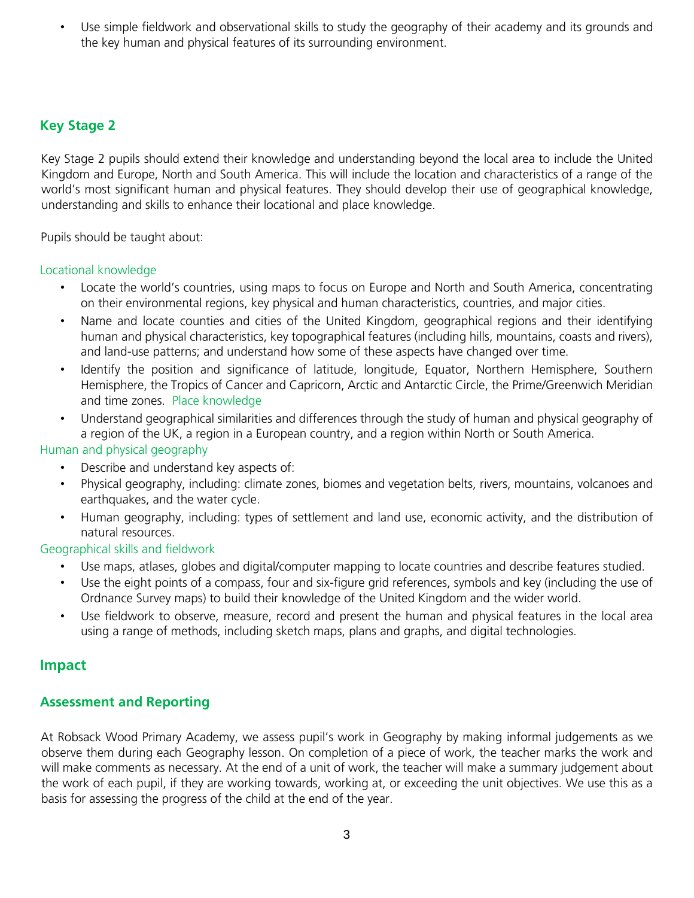- Use simple fieldwork and observational skills to study the geography of their academy and its grounds and the key human and physical features of its surrounding environment.

## Key Stage 2

Key Stage 2 pupils should extend their knowledge and understanding beyond the local area to include the United Kingdom and Europe, North and South America. This will include the location and characteristics of a range of the world's most significant human and physical features. They should develop their use of geographical knowledge, understanding and skills to enhance their locational and place knowledge.

Pupils should be taught about:

### Locational knowledge

- Locate the world's countries, using maps to focus on Europe and North and South America, concentrating on their environmental regions, key physical and human characteristics, countries, and major cities.
- Name and locate counties and cities of the United Kingdom, geographical regions and their identifying human and physical characteristics, key topographical features (including hills, mountains, coasts and rivers), and land-use patterns; and understand how some of these aspects have changed over time.
- Identify the position and significance of latitude, longitude, Equator, Northern Hemisphere, Southern Hemisphere, the Tropics of Cancer and Capricorn, Arctic and Antarctic Circle, the Prime/Greenwich Meridian and time zones. Place knowledge
- Understand geographical similarities and differences through the study of human and physical geography of a region of the UK, a region in a European country, and a region within North or South America.

### Human and physical geography

- Describe and understand key aspects of:
- Physical geography, including: climate zones, biomes and vegetation belts, rivers, mountains, volcanoes and earthquakes, and the water cycle.
- Human geography, including: types of settlement and land use, economic activity, and the distribution of natural resources.

### Geographical skills and fieldwork

- Use maps, atlases, globes and digital/computer mapping to locate countries and describe features studied.
- Use the eight points of a compass, four and six-figure grid references, symbols and key (including the use of Ordnance Survey maps) to build their knowledge of the United Kingdom and the wider world.
- Use fieldwork to observe, measure, record and present the human and physical features in the local area using a range of methods, including sketch maps, plans and graphs, and digital technologies.

## Impact

## Assessment and Reporting

At Robsack Wood Primary Academy, we assess pupil's work in Geography by making informal judgements as we observe them during each Geography lesson. On completion of a piece of work, the teacher marks the work and will make comments as necessary. At the end of a unit of work, the teacher will make a summary judgement about the work of each pupil, if they are working towards, working at, or exceeding the unit objectives. We use this as a basis for assessing the progress of the child at the end of the year.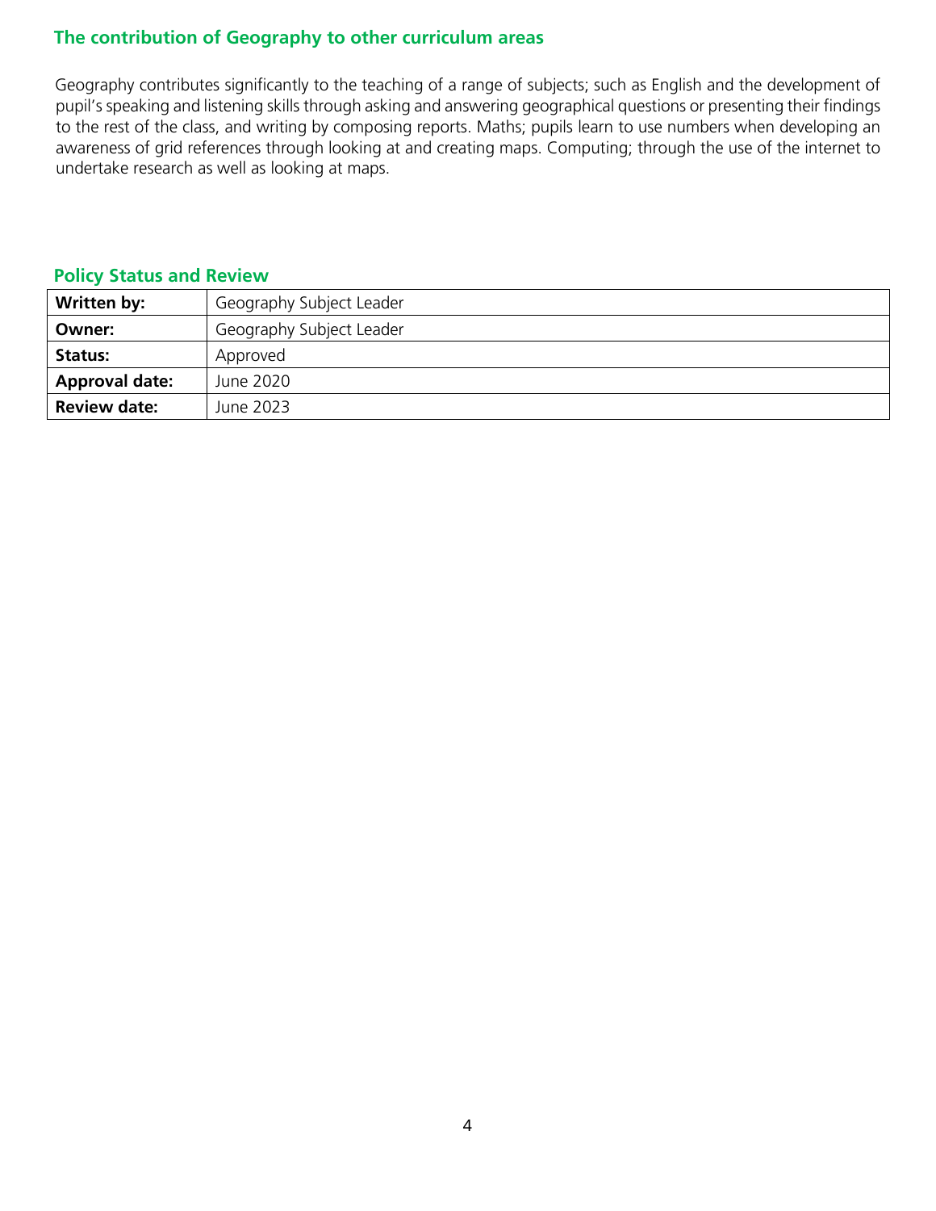## The contribution of Geography to other curriculum areas

Geography contributes significantly to the teaching of a range of subjects; such as English and the development of pupil's speaking and listening skills through asking and answering geographical questions or presenting their findings to the rest of the class, and writing by composing reports. Maths; pupils learn to use numbers when developing an awareness of grid references through looking at and creating maps. Computing; through the use of the internet to undertake research as well as looking at maps.

## Policy Status and Review

| | |
|---|---|
| **Written by:** | Geography Subject Leader |
| **Owner:** | Geography Subject Leader |
| **Status:** | Approved |
| **Approval date:** | June 2020 |
| **Review date:** | June 2023 |